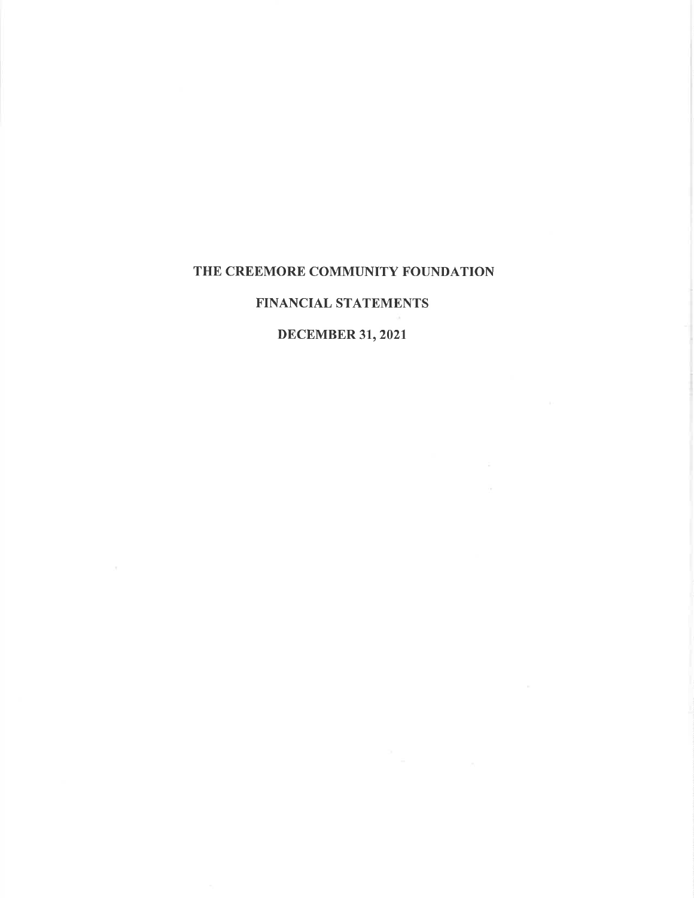# THE CREEMORE COMMUNITY FOUNDATION

## FINANCIAL STATEMENTS

## DECEMBER 31, 2021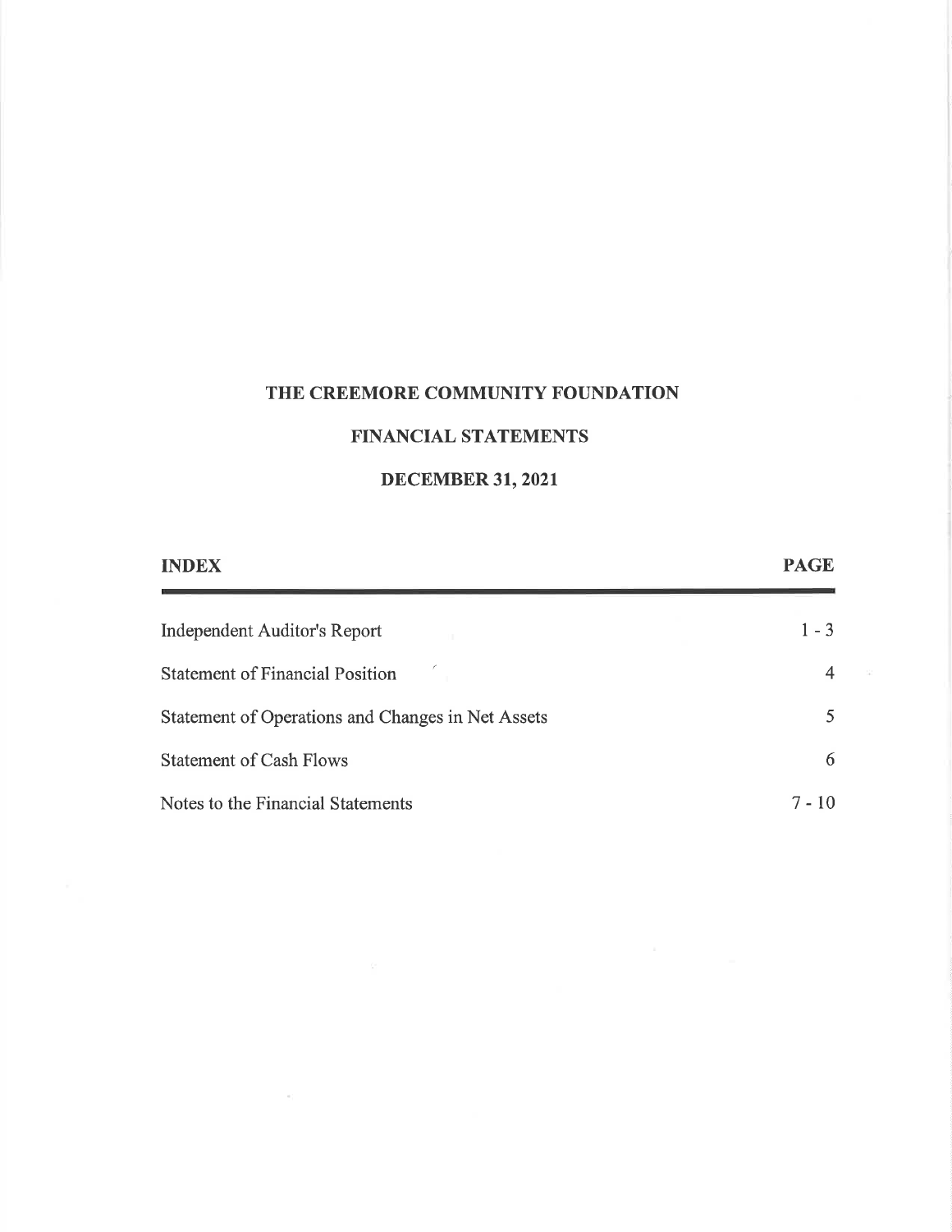# THE CREEMORE COMMUNITY FOUNDATION

## FINANCIAL STATEMENTS

## DECEMBER 31, 2021

| INDEX | PAGE |
|---|---|
| Independent Auditor's Report | 1 - 3 |
| Statement of Financial Position | 4 |
| Statement of Operations and Changes in Net Assets | 5 |
| Statement of Cash Flows | 6 |
| Notes to the Financial Statements | 7 - 10 |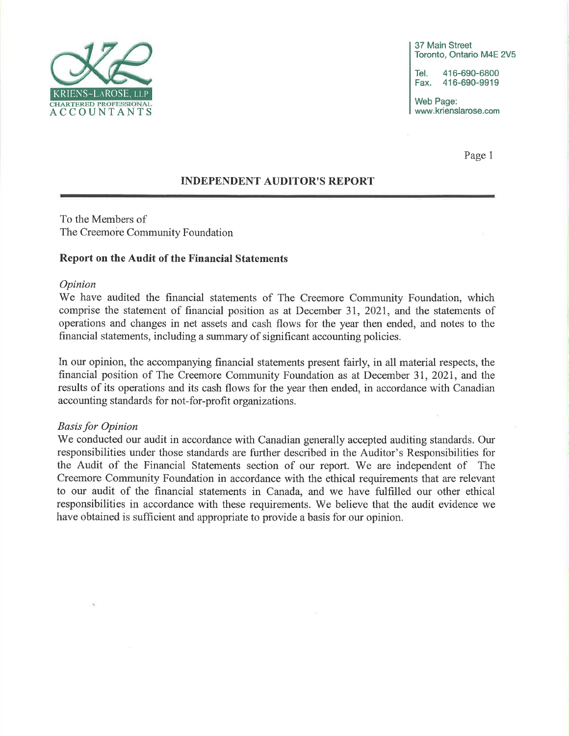KRIENS~LAROSE, LLP
CHARTERED PROFESSIONAL ACCOUNTANTS

37 Main Street
Toronto, Ontario M4E 2V5

Tel. 416-690-6800
Fax. 416-690-9919

Web Page:
www.krienslarose.com

## INDEPENDENT AUDITOR'S REPORT

To the Members of
The Creemore Community Foundation

### Report on the Audit of the Financial Statements

*Opinion*

We have audited the financial statements of The Creemore Community Foundation, which comprise the statement of financial position as at December 31, 2021, and the statements of operations and changes in net assets and cash flows for the year then ended, and notes to the financial statements, including a summary of significant accounting policies.

In our opinion, the accompanying financial statements present fairly, in all material respects, the financial position of The Creemore Community Foundation as at December 31, 2021, and the results of its operations and its cash flows for the year then ended, in accordance with Canadian accounting standards for not-for-profit organizations.

*Basis for Opinion*

We conducted our audit in accordance with Canadian generally accepted auditing standards. Our responsibilities under those standards are further described in the Auditor's Responsibilities for the Audit of the Financial Statements section of our report. We are independent of The Creemore Community Foundation in accordance with the ethical requirements that are relevant to our audit of the financial statements in Canada, and we have fulfilled our other ethical responsibilities in accordance with these requirements. We believe that the audit evidence we have obtained is sufficient and appropriate to provide a basis for our opinion.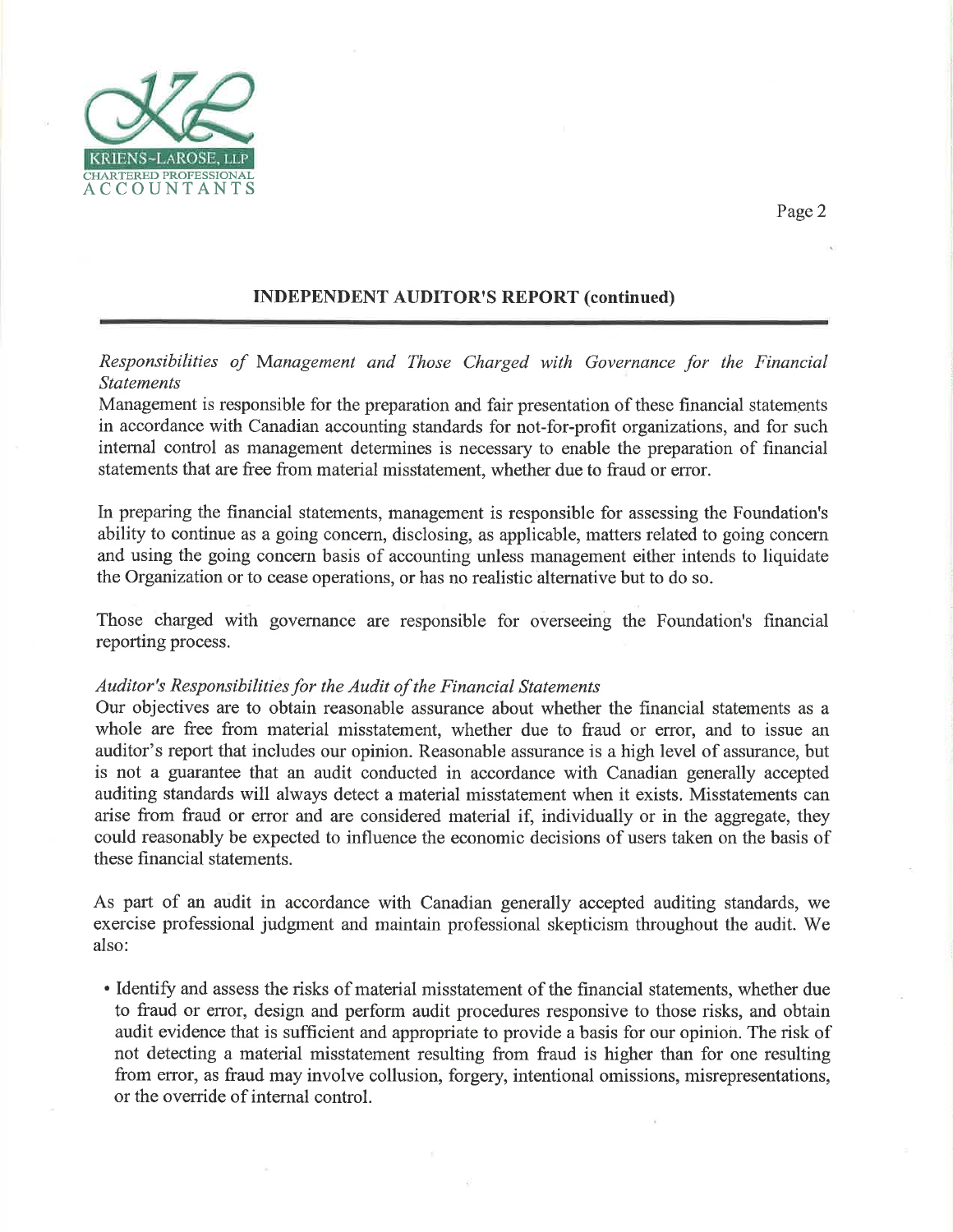## INDEPENDENT AUDITOR'S REPORT (continued)

*Responsibilities of Management and Those Charged with Governance for the Financial Statements*

Management is responsible for the preparation and fair presentation of these financial statements in accordance with Canadian accounting standards for not-for-profit organizations, and for such internal control as management determines is necessary to enable the preparation of financial statements that are free from material misstatement, whether due to fraud or error.

In preparing the financial statements, management is responsible for assessing the Foundation's ability to continue as a going concern, disclosing, as applicable, matters related to going concern and using the going concern basis of accounting unless management either intends to liquidate the Organization or to cease operations, or has no realistic alternative but to do so.

Those charged with governance are responsible for overseeing the Foundation's financial reporting process.

*Auditor's Responsibilities for the Audit of the Financial Statements*

Our objectives are to obtain reasonable assurance about whether the financial statements as a whole are free from material misstatement, whether due to fraud or error, and to issue an auditor's report that includes our opinion. Reasonable assurance is a high level of assurance, but is not a guarantee that an audit conducted in accordance with Canadian generally accepted auditing standards will always detect a material misstatement when it exists. Misstatements can arise from fraud or error and are considered material if, individually or in the aggregate, they could reasonably be expected to influence the economic decisions of users taken on the basis of these financial statements.

As part of an audit in accordance with Canadian generally accepted auditing standards, we exercise professional judgment and maintain professional skepticism throughout the audit. We also:

- Identify and assess the risks of material misstatement of the financial statements, whether due to fraud or error, design and perform audit procedures responsive to those risks, and obtain audit evidence that is sufficient and appropriate to provide a basis for our opinion. The risk of not detecting a material misstatement resulting from fraud is higher than for one resulting from error, as fraud may involve collusion, forgery, intentional omissions, misrepresentations, or the override of internal control.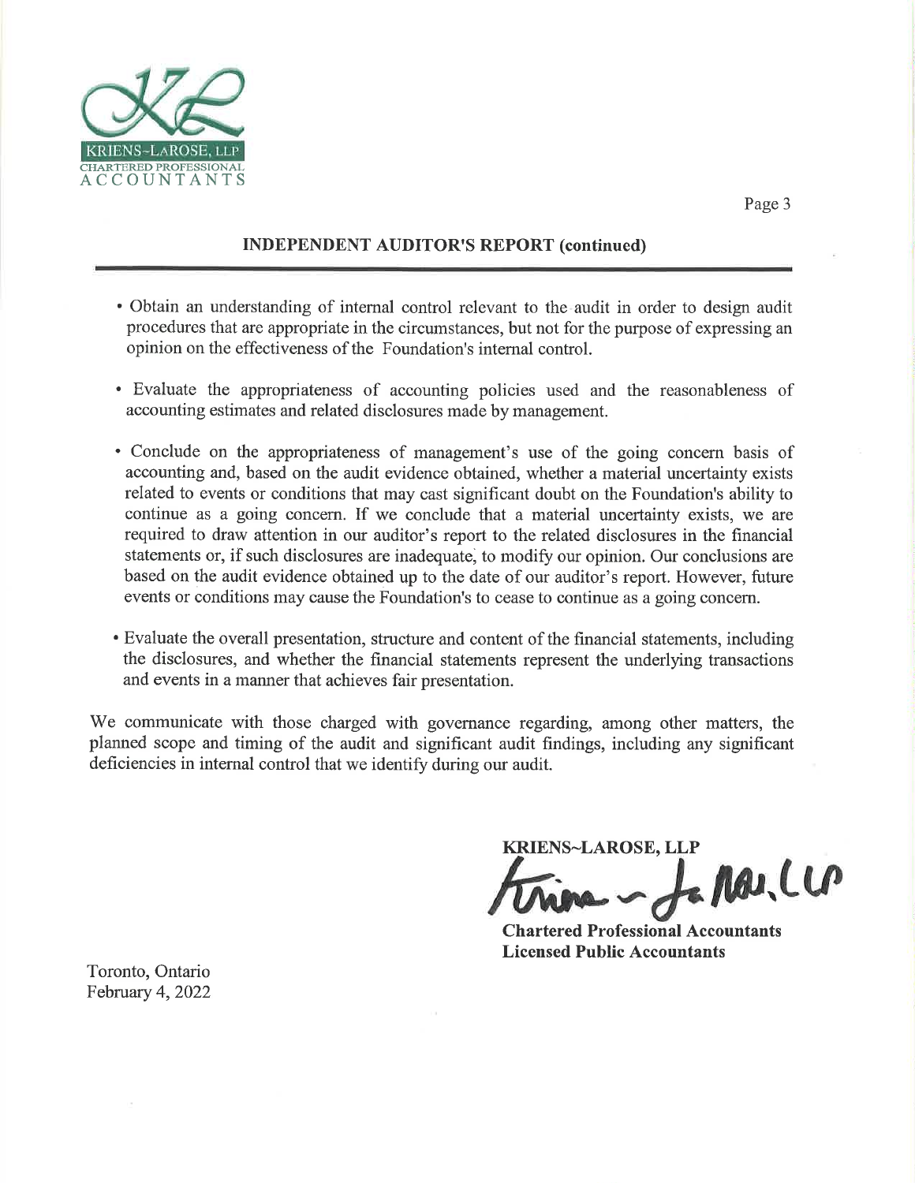## INDEPENDENT AUDITOR'S REPORT (continued)

- Obtain an understanding of internal control relevant to the audit in order to design audit procedures that are appropriate in the circumstances, but not for the purpose of expressing an opinion on the effectiveness of the Foundation's internal control.

- Evaluate the appropriateness of accounting policies used and the reasonableness of accounting estimates and related disclosures made by management.

- Conclude on the appropriateness of management's use of the going concern basis of accounting and, based on the audit evidence obtained, whether a material uncertainty exists related to events or conditions that may cast significant doubt on the Foundation's ability to continue as a going concern. If we conclude that a material uncertainty exists, we are required to draw attention in our auditor's report to the related disclosures in the financial statements or, if such disclosures are inadequate, to modify our opinion. Our conclusions are based on the audit evidence obtained up to the date of our auditor's report. However, future events or conditions may cause the Foundation's to cease to continue as a going concern.

- Evaluate the overall presentation, structure and content of the financial statements, including the disclosures, and whether the financial statements represent the underlying transactions and events in a manner that achieves fair presentation.

We communicate with those charged with governance regarding, among other matters, the planned scope and timing of the audit and significant audit findings, including any significant deficiencies in internal control that we identify during our audit.

**KRIENS~LAROSE, LLP**

Kriens ~ LaRose, LLP

**Chartered Professional Accountants**
**Licensed Public Accountants**

Toronto, Ontario
February 4, 2022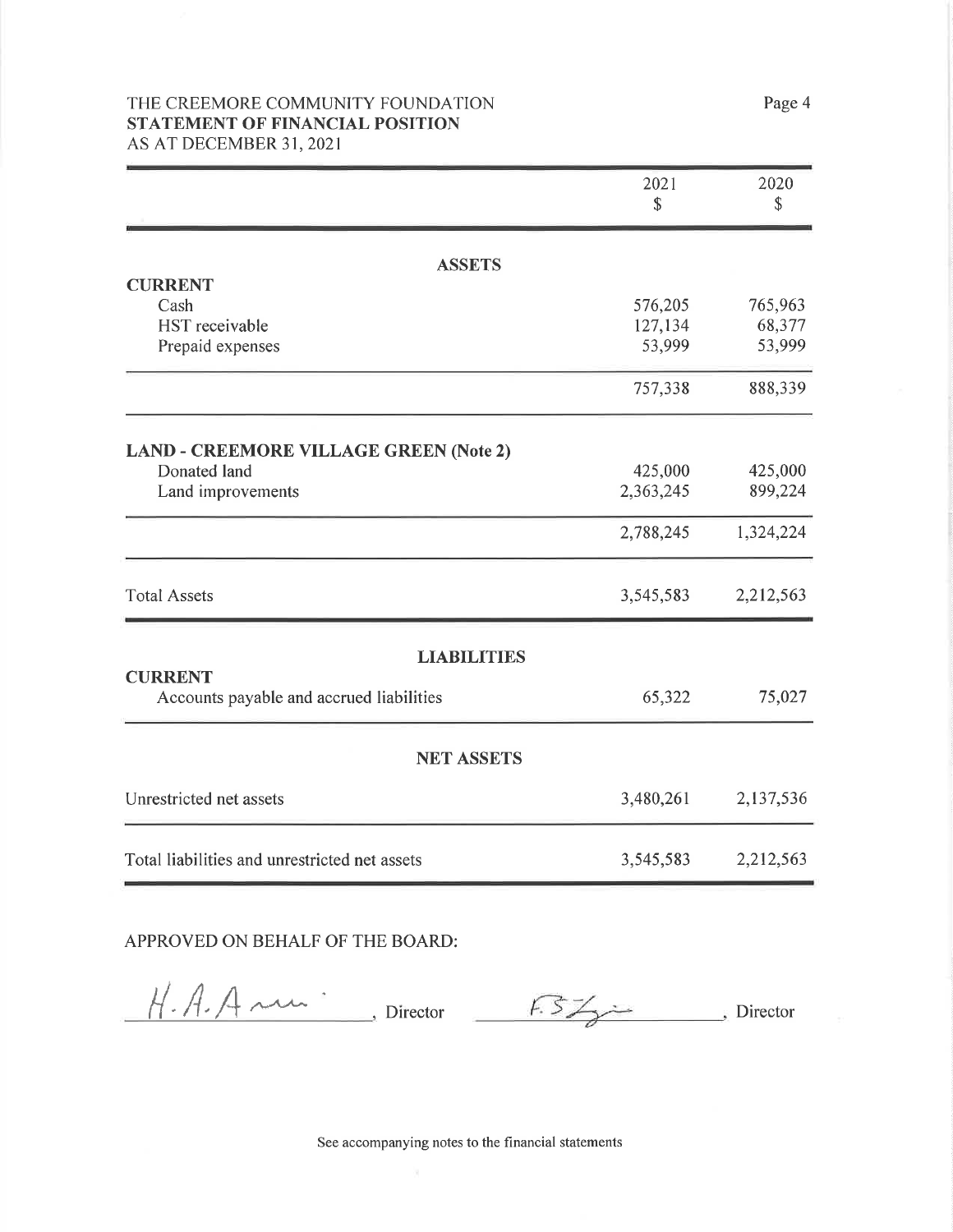THE CREEMORE COMMUNITY FOUNDATION
**STATEMENT OF FINANCIAL POSITION**
AS AT DECEMBER 31, 2021

| | 2021 $ | 2020 $ |
|---|---|---|
| **ASSETS** | | |
| **CURRENT** | | |
| Cash | 576,205 | 765,963 |
| HST receivable | 127,134 | 68,377 |
| Prepaid expenses | 53,999 | 53,999 |
| | 757,338 | 888,339 |
| **LAND - CREEMORE VILLAGE GREEN (Note 2)** | | |
| Donated land | 425,000 | 425,000 |
| Land improvements | 2,363,245 | 899,224 |
| | 2,788,245 | 1,324,224 |
| Total Assets | 3,545,583 | 2,212,563 |
| **LIABILITIES** | | |
| **CURRENT** | | |
| Accounts payable and accrued liabilities | 65,322 | 75,027 |
| **NET ASSETS** | | |
| Unrestricted net assets | 3,480,261 | 2,137,536 |
| Total liabilities and unrestricted net assets | 3,545,583 | 2,212,563 |

APPROVED ON BEHALF OF THE BOARD:

H. A. A[signature], Director        [signature], Director

See accompanying notes to the financial statements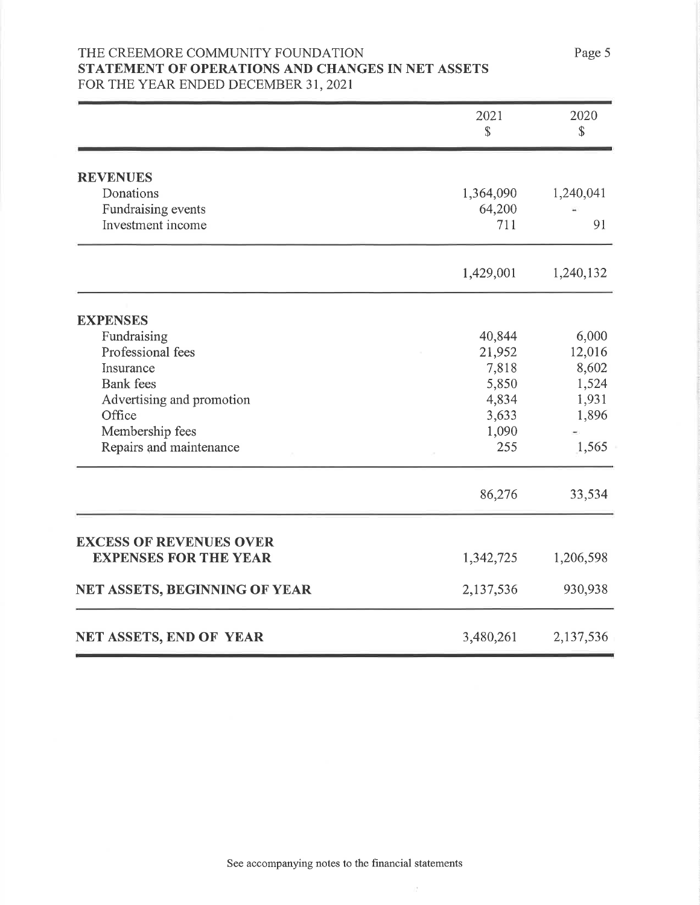THE CREEMORE COMMUNITY FOUNDATION

**STATEMENT OF OPERATIONS AND CHANGES IN NET ASSETS**

FOR THE YEAR ENDED DECEMBER 31, 2021

| | 2021<br>$ | 2020<br>$ |
|---|---|---|
| **REVENUES** | | |
| Donations | 1,364,090 | 1,240,041 |
| Fundraising events | 64,200 | - |
| Investment income | 711 | 91 |
| | 1,429,001 | 1,240,132 |
| **EXPENSES** | | |
| Fundraising | 40,844 | 6,000 |
| Professional fees | 21,952 | 12,016 |
| Insurance | 7,818 | 8,602 |
| Bank fees | 5,850 | 1,524 |
| Advertising and promotion | 4,834 | 1,931 |
| Office | 3,633 | 1,896 |
| Membership fees | 1,090 | - |
| Repairs and maintenance | 255 | 1,565 |
| | 86,276 | 33,534 |
| **EXCESS OF REVENUES OVER EXPENSES FOR THE YEAR** | 1,342,725 | 1,206,598 |
| **NET ASSETS, BEGINNING OF YEAR** | 2,137,536 | 930,938 |
| **NET ASSETS, END OF YEAR** | 3,480,261 | 2,137,536 |

See accompanying notes to the financial statements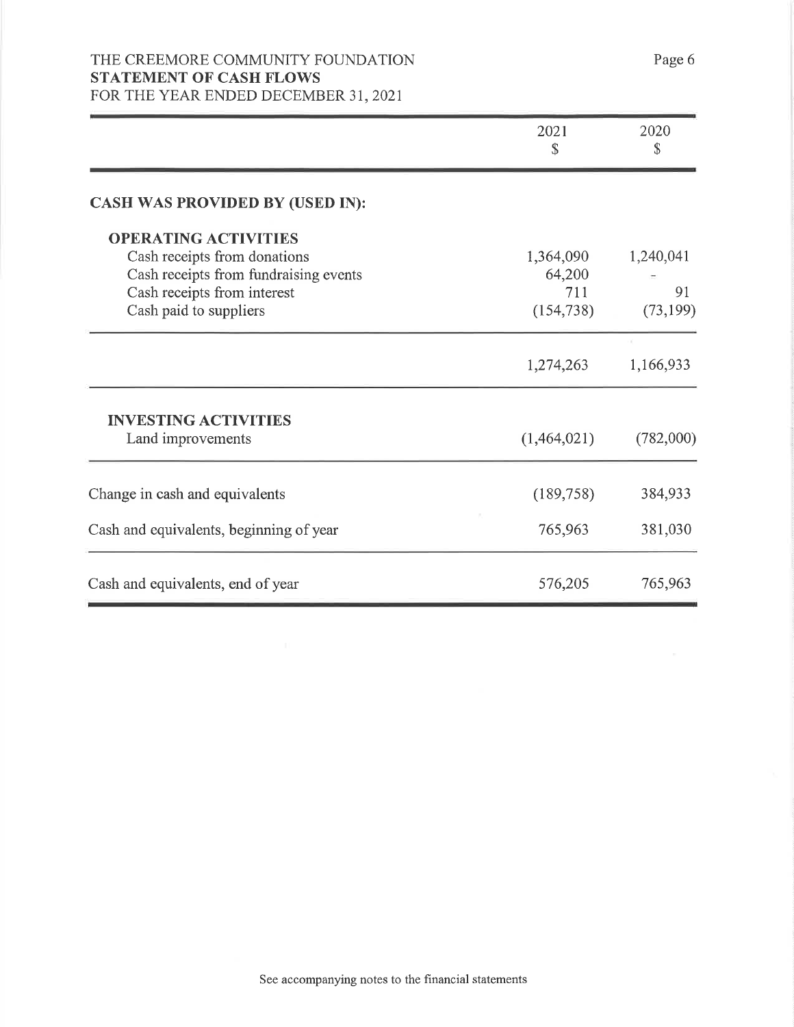THE CREEMORE COMMUNITY FOUNDATION
**STATEMENT OF CASH FLOWS**
FOR THE YEAR ENDED DECEMBER 31, 2021

| | 2021 $ | 2020 $ |
|---|---|---|
| **CASH WAS PROVIDED BY (USED IN):** | | |
| **OPERATING ACTIVITIES** | | |
| Cash receipts from donations | 1,364,090 | 1,240,041 |
| Cash receipts from fundraising events | 64,200 | - |
| Cash receipts from interest | 711 | 91 |
| Cash paid to suppliers | (154,738) | (73,199) |
| | 1,274,263 | 1,166,933 |
| **INVESTING ACTIVITIES** | | |
| Land improvements | (1,464,021) | (782,000) |
| Change in cash and equivalents | (189,758) | 384,933 |
| Cash and equivalents, beginning of year | 765,963 | 381,030 |
| Cash and equivalents, end of year | 576,205 | 765,963 |

See accompanying notes to the financial statements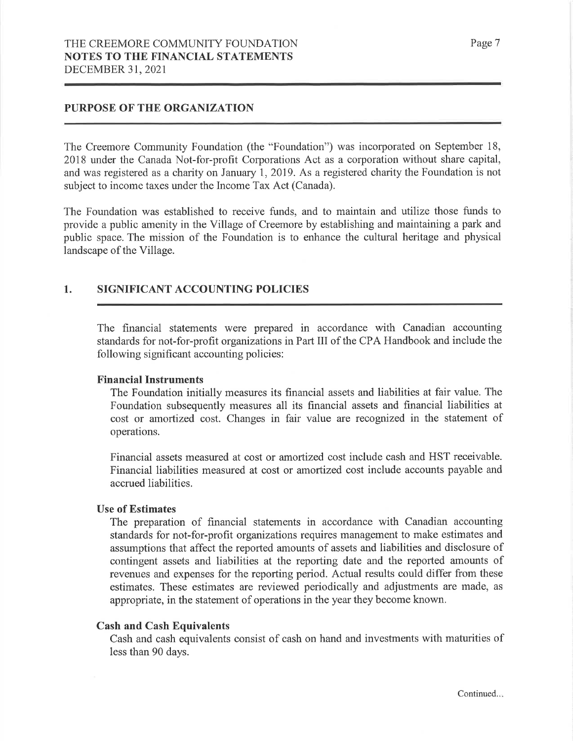## PURPOSE OF THE ORGANIZATION

The Creemore Community Foundation (the "Foundation") was incorporated on September 18, 2018 under the Canada Not-for-profit Corporations Act as a corporation without share capital, and was registered as a charity on January 1, 2019. As a registered charity the Foundation is not subject to income taxes under the Income Tax Act (Canada).

The Foundation was established to receive funds, and to maintain and utilize those funds to provide a public amenity in the Village of Creemore by establishing and maintaining a park and public space. The mission of the Foundation is to enhance the cultural heritage and physical landscape of the Village.

## 1. SIGNIFICANT ACCOUNTING POLICIES

The financial statements were prepared in accordance with Canadian accounting standards for not-for-profit organizations in Part III of the CPA Handbook and include the following significant accounting policies:

**Financial Instruments**

The Foundation initially measures its financial assets and liabilities at fair value. The Foundation subsequently measures all its financial assets and financial liabilities at cost or amortized cost. Changes in fair value are recognized in the statement of operations.

Financial assets measured at cost or amortized cost include cash and HST receivable. Financial liabilities measured at cost or amortized cost include accounts payable and accrued liabilities.

**Use of Estimates**

The preparation of financial statements in accordance with Canadian accounting standards for not-for-profit organizations requires management to make estimates and assumptions that affect the reported amounts of assets and liabilities and disclosure of contingent assets and liabilities at the reporting date and the reported amounts of revenues and expenses for the reporting period. Actual results could differ from these estimates. These estimates are reviewed periodically and adjustments are made, as appropriate, in the statement of operations in the year they become known.

**Cash and Cash Equivalents**

Cash and cash equivalents consist of cash on hand and investments with maturities of less than 90 days.

Continued...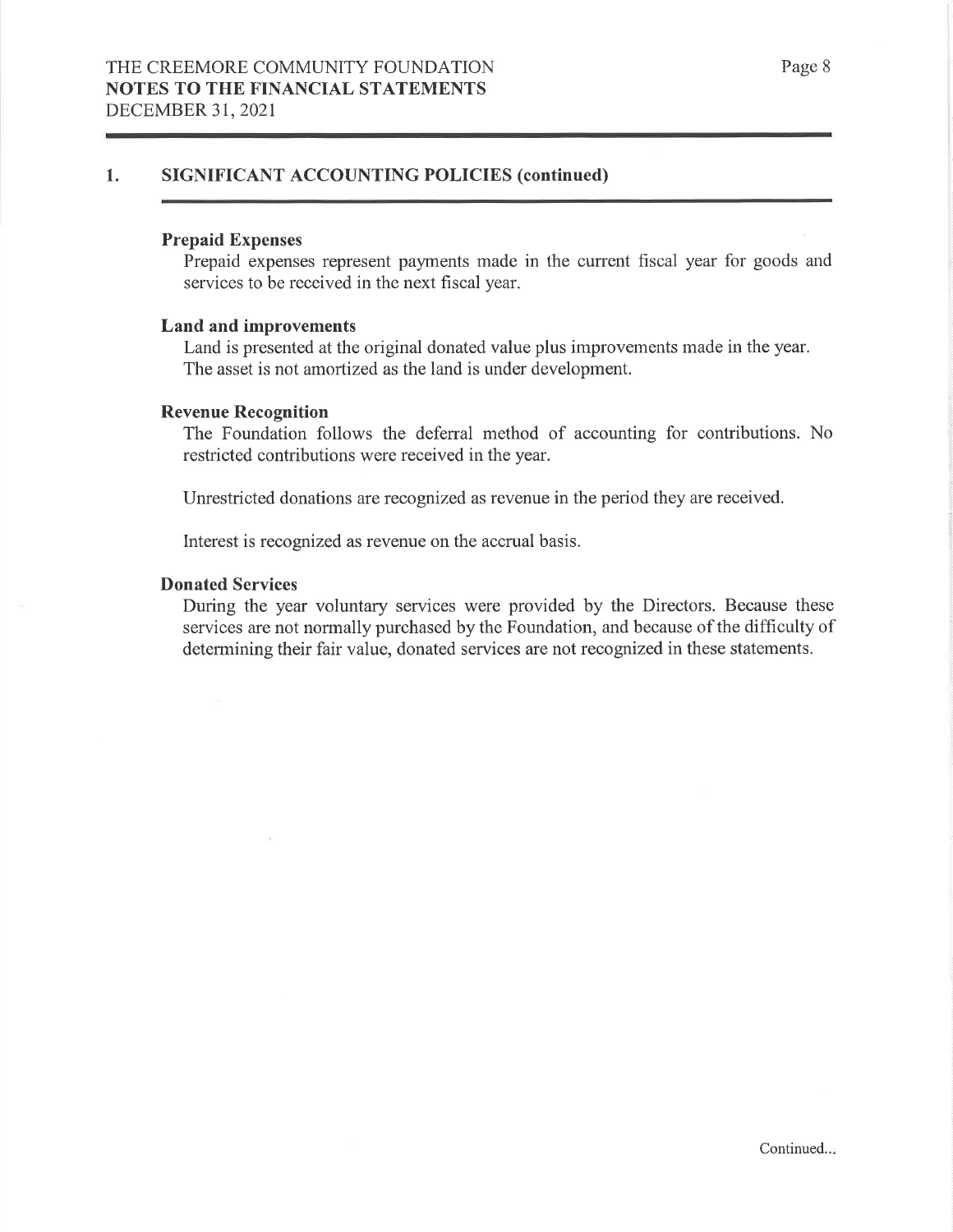## 1. SIGNIFICANT ACCOUNTING POLICIES (continued)

### Prepaid Expenses

Prepaid expenses represent payments made in the current fiscal year for goods and services to be received in the next fiscal year.

### Land and improvements

Land is presented at the original donated value plus improvements made in the year. The asset is not amortized as the land is under development.

### Revenue Recognition

The Foundation follows the deferral method of accounting for contributions. No restricted contributions were received in the year.

Unrestricted donations are recognized as revenue in the period they are received.

Interest is recognized as revenue on the accrual basis.

### Donated Services

During the year voluntary services were provided by the Directors. Because these services are not normally purchased by the Foundation, and because of the difficulty of determining their fair value, donated services are not recognized in these statements.

Continued...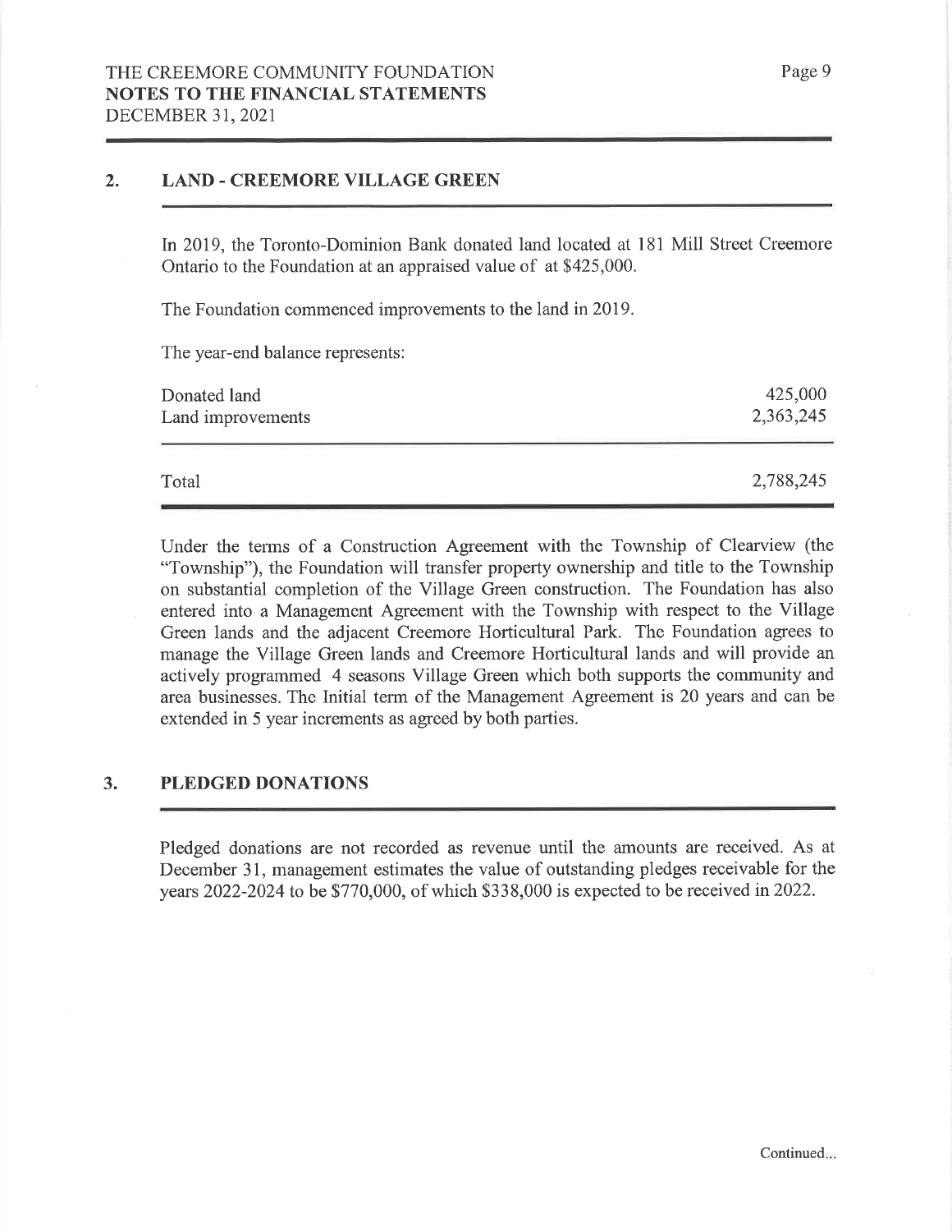## 2. LAND - CREEMORE VILLAGE GREEN

In 2019, the Toronto-Dominion Bank donated land located at 181 Mill Street Creemore Ontario to the Foundation at an appraised value of at $425,000.

The Foundation commenced improvements to the land in 2019.

The year-end balance represents:

| | |
|---|---:|
| Donated land | 425,000 |
| Land improvements | 2,363,245 |
| Total | 2,788,245 |

Under the terms of a Construction Agreement with the Township of Clearview (the "Township"), the Foundation will transfer property ownership and title to the Township on substantial completion of the Village Green construction. The Foundation has also entered into a Management Agreement with the Township with respect to the Village Green lands and the adjacent Creemore Horticultural Park. The Foundation agrees to manage the Village Green lands and Creemore Horticultural lands and will provide an actively programmed 4 seasons Village Green which both supports the community and area businesses. The Initial term of the Management Agreement is 20 years and can be extended in 5 year increments as agreed by both parties.

## 3. PLEDGED DONATIONS

Pledged donations are not recorded as revenue until the amounts are received. As at December 31, management estimates the value of outstanding pledges receivable for the years 2022-2024 to be $770,000, of which $338,000 is expected to be received in 2022.

Continued...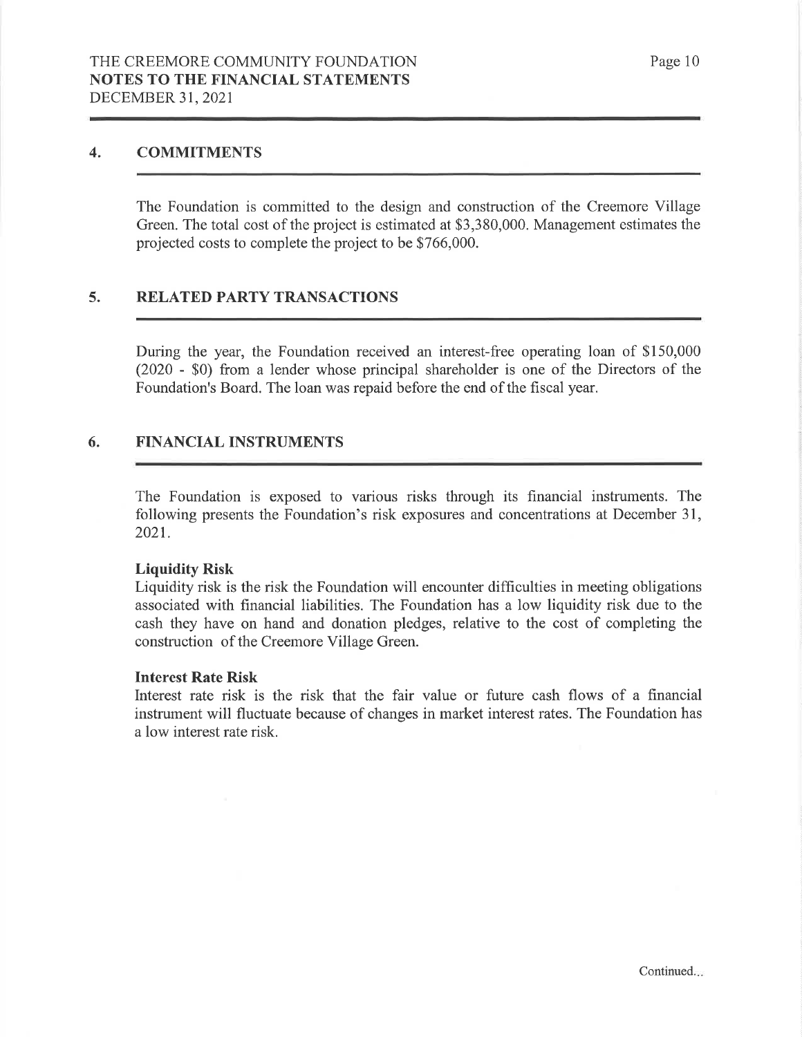## 4. COMMITMENTS

The Foundation is committed to the design and construction of the Creemore Village Green. The total cost of the project is estimated at $3,380,000. Management estimates the projected costs to complete the project to be $766,000.

## 5. RELATED PARTY TRANSACTIONS

During the year, the Foundation received an interest-free operating loan of $150,000 (2020 - $0) from a lender whose principal shareholder is one of the Directors of the Foundation's Board. The loan was repaid before the end of the fiscal year.

## 6. FINANCIAL INSTRUMENTS

The Foundation is exposed to various risks through its financial instruments. The following presents the Foundation's risk exposures and concentrations at December 31, 2021.

**Liquidity Risk**
Liquidity risk is the risk the Foundation will encounter difficulties in meeting obligations associated with financial liabilities. The Foundation has a low liquidity risk due to the cash they have on hand and donation pledges, relative to the cost of completing the construction of the Creemore Village Green.

**Interest Rate Risk**
Interest rate risk is the risk that the fair value or future cash flows of a financial instrument will fluctuate because of changes in market interest rates. The Foundation has a low interest rate risk.

Continued...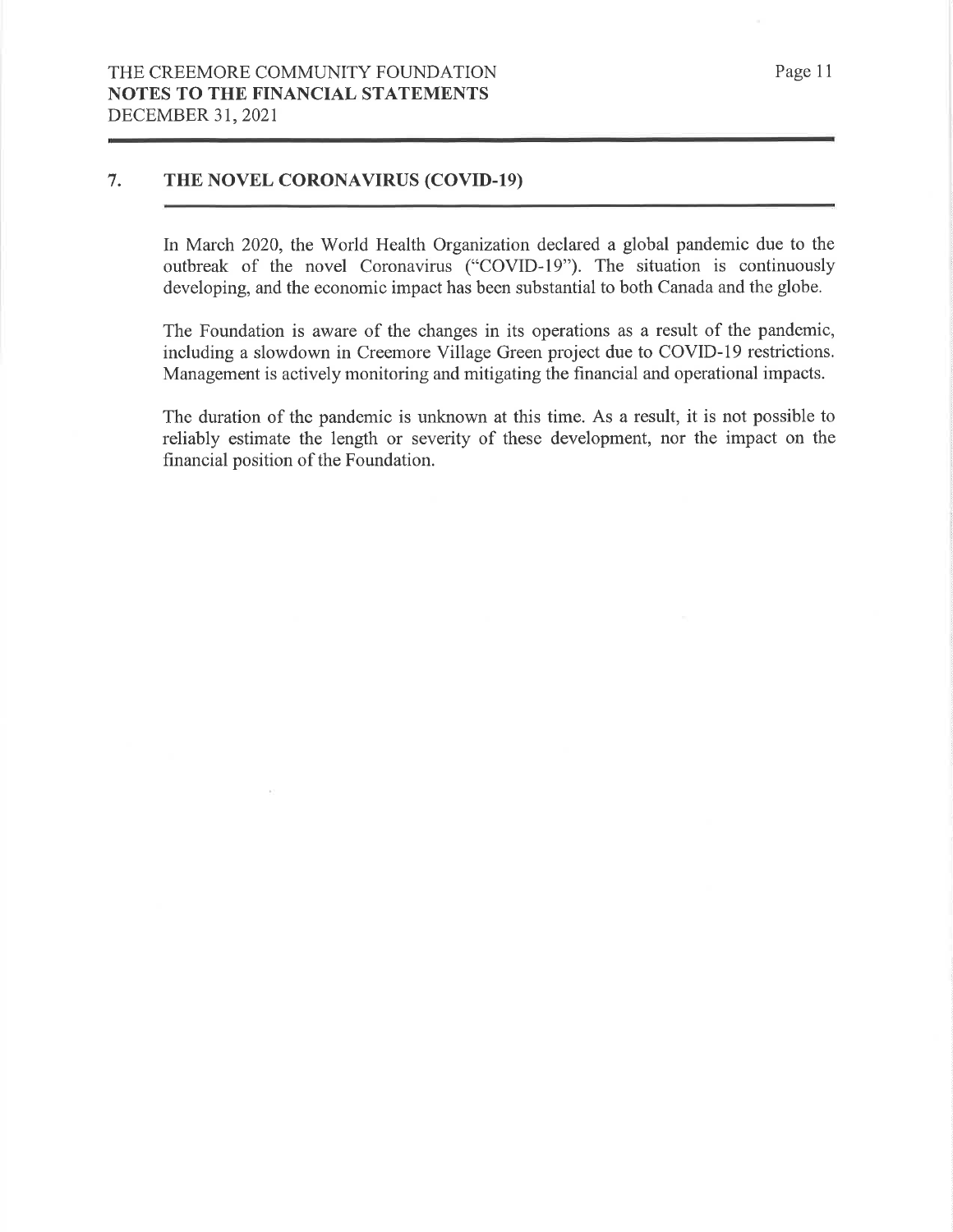## 7. THE NOVEL CORONAVIRUS (COVID-19)

In March 2020, the World Health Organization declared a global pandemic due to the outbreak of the novel Coronavirus ("COVID-19"). The situation is continuously developing, and the economic impact has been substantial to both Canada and the globe.

The Foundation is aware of the changes in its operations as a result of the pandemic, including a slowdown in Creemore Village Green project due to COVID-19 restrictions. Management is actively monitoring and mitigating the financial and operational impacts.

The duration of the pandemic is unknown at this time. As a result, it is not possible to reliably estimate the length or severity of these development, nor the impact on the financial position of the Foundation.